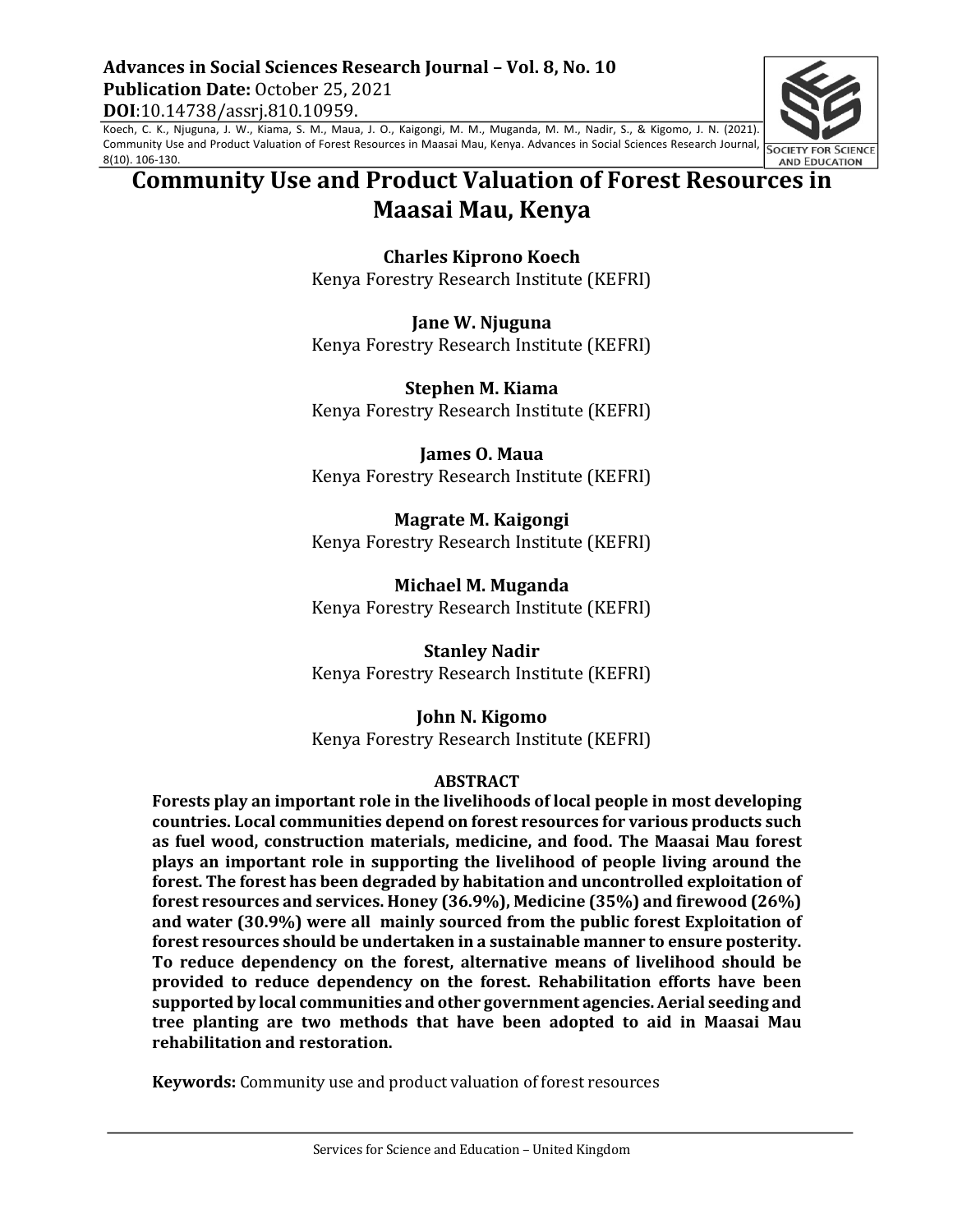**Advances in Social Sciences Research Journal – Vol. 8, No. 10**
**Publication Date:** October 25, 2021
**DOI**:10.14738/assrj.810.10959.

Koech, C. K., Njuguna, J. W., Kiama, S. M., Maua, J. O., Kaigongi, M. M., Muganda, M. M., Nadir, S., & Kigomo, J. N. (2021). Community Use and Product Valuation of Forest Resources in Maasai Mau, Kenya. Advances in Social Sciences Research Journal, 8(10). 106-130.

# Community Use and Product Valuation of Forest Resources in Maasai Mau, Kenya

**Charles Kiprono Koech**
Kenya Forestry Research Institute (KEFRI)

**Jane W. Njuguna**
Kenya Forestry Research Institute (KEFRI)

**Stephen M. Kiama**
Kenya Forestry Research Institute (KEFRI)

**James O. Maua**
Kenya Forestry Research Institute (KEFRI)

**Magrate M. Kaigongi**
Kenya Forestry Research Institute (KEFRI)

**Michael M. Muganda**
Kenya Forestry Research Institute (KEFRI)

**Stanley Nadir**
Kenya Forestry Research Institute (KEFRI)

**John N. Kigomo**
Kenya Forestry Research Institute (KEFRI)

## ABSTRACT

**Forests play an important role in the livelihoods of local people in most developing countries. Local communities depend on forest resources for various products such as fuel wood, construction materials, medicine, and food. The Maasai Mau forest plays an important role in supporting the livelihood of people living around the forest. The forest has been degraded by habitation and uncontrolled exploitation of forest resources and services. Honey (36.9%), Medicine (35%) and firewood (26%) and water (30.9%) were all mainly sourced from the public forest Exploitation of forest resources should be undertaken in a sustainable manner to ensure posterity. To reduce dependency on the forest, alternative means of livelihood should be provided to reduce dependency on the forest. Rehabilitation efforts have been supported by local communities and other government agencies. Aerial seeding and tree planting are two methods that have been adopted to aid in Maasai Mau rehabilitation and restoration.**

**Keywords:** Community use and product valuation of forest resources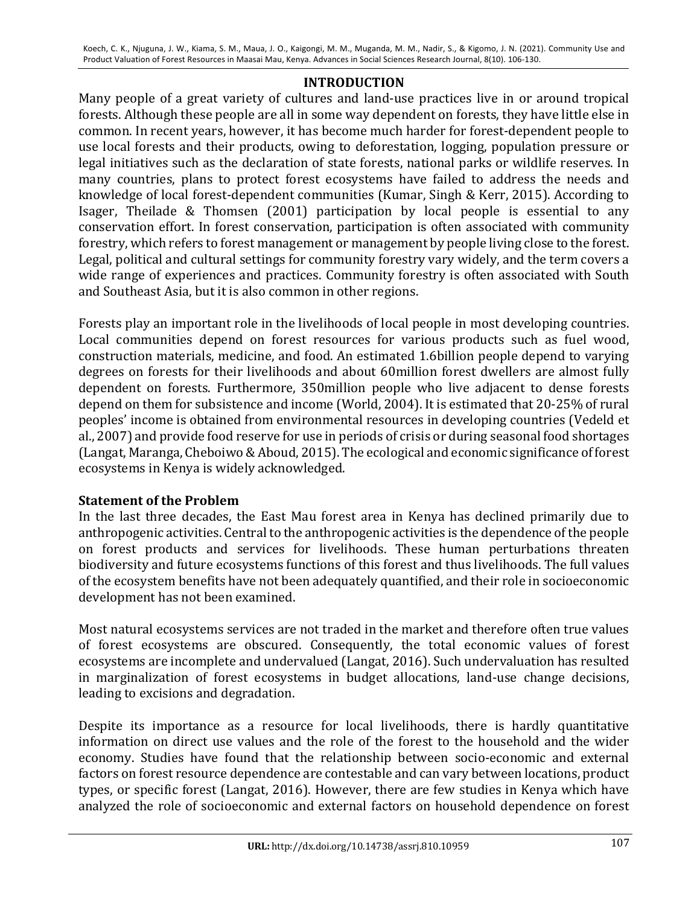## INTRODUCTION

Many people of a great variety of cultures and land-use practices live in or around tropical forests. Although these people are all in some way dependent on forests, they have little else in common. In recent years, however, it has become much harder for forest-dependent people to use local forests and their products, owing to deforestation, logging, population pressure or legal initiatives such as the declaration of state forests, national parks or wildlife reserves. In many countries, plans to protect forest ecosystems have failed to address the needs and knowledge of local forest-dependent communities (Kumar, Singh & Kerr, 2015). According to Isager, Theilade & Thomsen (2001) participation by local people is essential to any conservation effort. In forest conservation, participation is often associated with community forestry, which refers to forest management or management by people living close to the forest. Legal, political and cultural settings for community forestry vary widely, and the term covers a wide range of experiences and practices. Community forestry is often associated with South and Southeast Asia, but it is also common in other regions.

Forests play an important role in the livelihoods of local people in most developing countries. Local communities depend on forest resources for various products such as fuel wood, construction materials, medicine, and food. An estimated 1.6billion people depend to varying degrees on forests for their livelihoods and about 60million forest dwellers are almost fully dependent on forests. Furthermore, 350million people who live adjacent to dense forests depend on them for subsistence and income (World, 2004). It is estimated that 20-25% of rural peoples' income is obtained from environmental resources in developing countries (Vedeld et al., 2007) and provide food reserve for use in periods of crisis or during seasonal food shortages (Langat, Maranga, Cheboiwo & Aboud, 2015). The ecological and economic significance of forest ecosystems in Kenya is widely acknowledged.

### Statement of the Problem

In the last three decades, the East Mau forest area in Kenya has declined primarily due to anthropogenic activities. Central to the anthropogenic activities is the dependence of the people on forest products and services for livelihoods. These human perturbations threaten biodiversity and future ecosystems functions of this forest and thus livelihoods. The full values of the ecosystem benefits have not been adequately quantified, and their role in socioeconomic development has not been examined.

Most natural ecosystems services are not traded in the market and therefore often true values of forest ecosystems are obscured. Consequently, the total economic values of forest ecosystems are incomplete and undervalued (Langat, 2016). Such undervaluation has resulted in marginalization of forest ecosystems in budget allocations, land-use change decisions, leading to excisions and degradation.

Despite its importance as a resource for local livelihoods, there is hardly quantitative information on direct use values and the role of the forest to the household and the wider economy. Studies have found that the relationship between socio-economic and external factors on forest resource dependence are contestable and can vary between locations, product types, or specific forest (Langat, 2016). However, there are few studies in Kenya which have analyzed the role of socioeconomic and external factors on household dependence on forest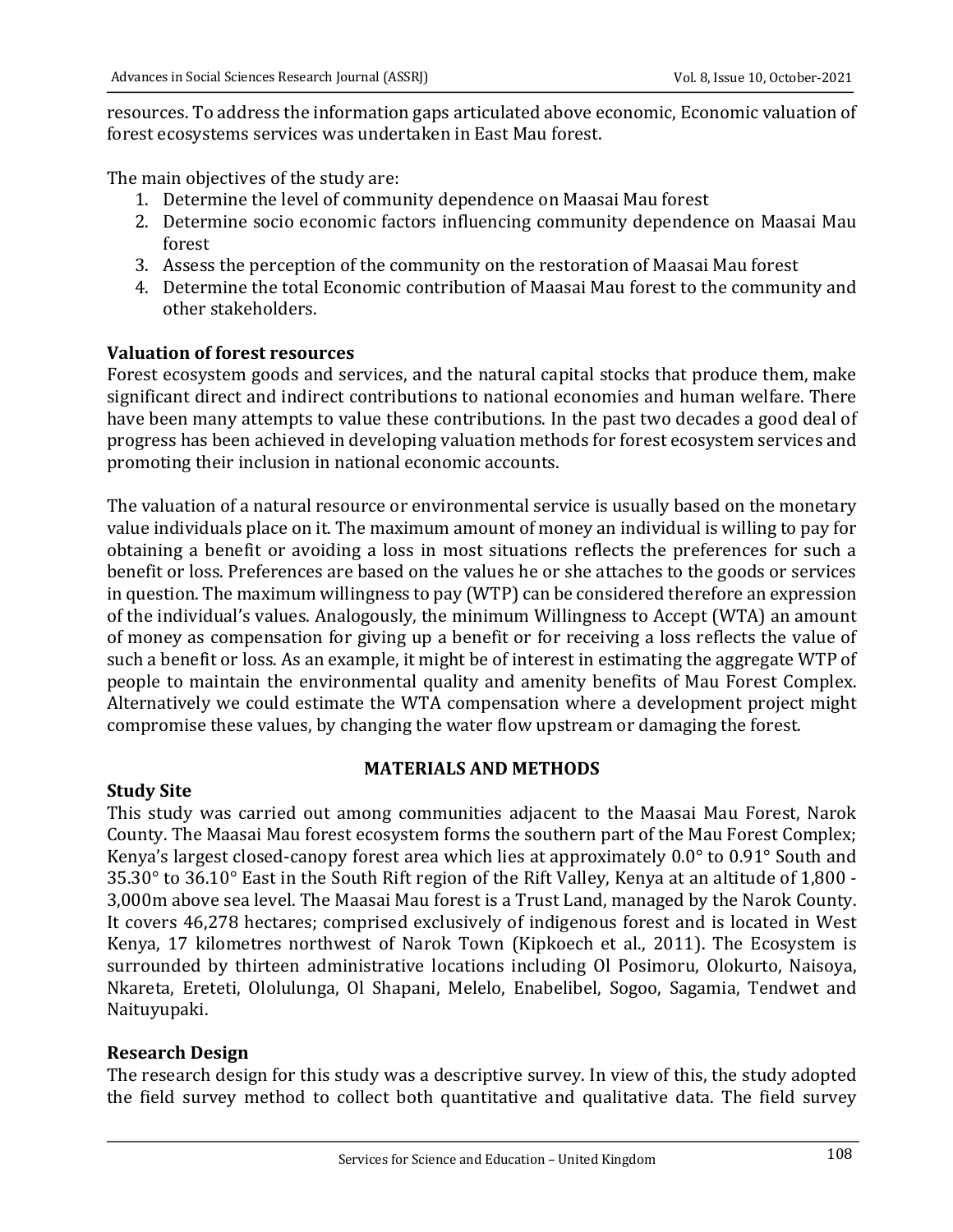resources. To address the information gaps articulated above economic, Economic valuation of forest ecosystems services was undertaken in East Mau forest.

The main objectives of the study are:

1. Determine the level of community dependence on Maasai Mau forest
2. Determine socio economic factors influencing community dependence on Maasai Mau forest
3. Assess the perception of the community on the restoration of Maasai Mau forest
4. Determine the total Economic contribution of Maasai Mau forest to the community and other stakeholders.

### Valuation of forest resources

Forest ecosystem goods and services, and the natural capital stocks that produce them, make significant direct and indirect contributions to national economies and human welfare. There have been many attempts to value these contributions. In the past two decades a good deal of progress has been achieved in developing valuation methods for forest ecosystem services and promoting their inclusion in national economic accounts.

The valuation of a natural resource or environmental service is usually based on the monetary value individuals place on it. The maximum amount of money an individual is willing to pay for obtaining a benefit or avoiding a loss in most situations reflects the preferences for such a benefit or loss. Preferences are based on the values he or she attaches to the goods or services in question. The maximum willingness to pay (WTP) can be considered therefore an expression of the individual's values. Analogously, the minimum Willingness to Accept (WTA) an amount of money as compensation for giving up a benefit or for receiving a loss reflects the value of such a benefit or loss. As an example, it might be of interest in estimating the aggregate WTP of people to maintain the environmental quality and amenity benefits of Mau Forest Complex. Alternatively we could estimate the WTA compensation where a development project might compromise these values, by changing the water flow upstream or damaging the forest.

## MATERIALS AND METHODS

### Study Site

This study was carried out among communities adjacent to the Maasai Mau Forest, Narok County. The Maasai Mau forest ecosystem forms the southern part of the Mau Forest Complex; Kenya's largest closed-canopy forest area which lies at approximately 0.0° to 0.91° South and 35.30° to 36.10° East in the South Rift region of the Rift Valley, Kenya at an altitude of 1,800 - 3,000m above sea level. The Maasai Mau forest is a Trust Land, managed by the Narok County. It covers 46,278 hectares; comprised exclusively of indigenous forest and is located in West Kenya, 17 kilometres northwest of Narok Town (Kipkoech et al., 2011). The Ecosystem is surrounded by thirteen administrative locations including Ol Posimoru, Olokurto, Naisoya, Nkareta, Ereteti, Ololulunga, Ol Shapani, Melelo, Enabelibel, Sogoo, Sagamia, Tendwet and Naituyupaki.

### Research Design

The research design for this study was a descriptive survey. In view of this, the study adopted the field survey method to collect both quantitative and qualitative data. The field survey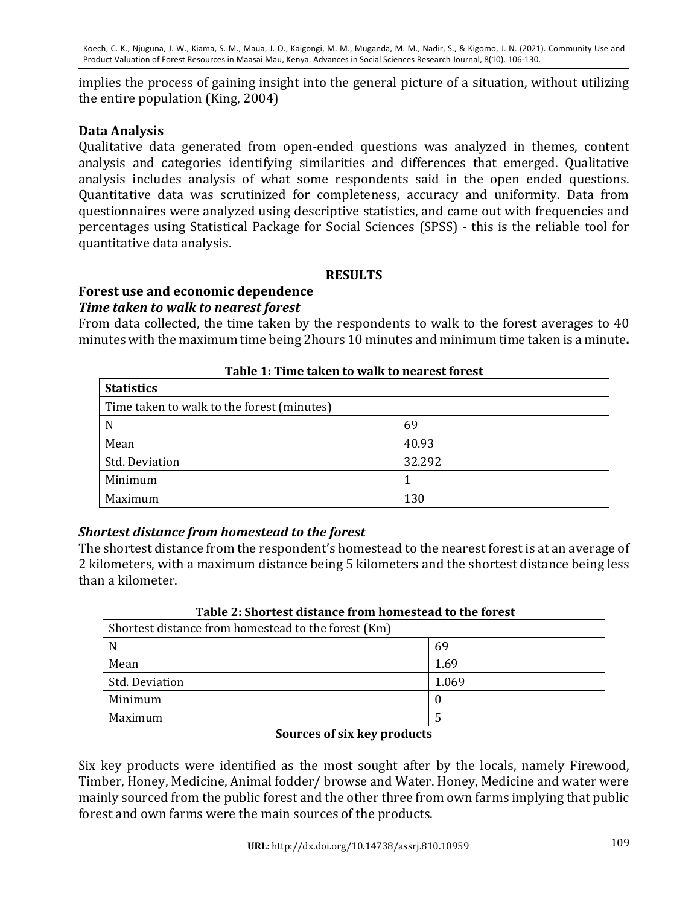implies the process of gaining insight into the general picture of a situation, without utilizing the entire population (King, 2004)

## Data Analysis

Qualitative data generated from open-ended questions was analyzed in themes, content analysis and categories identifying similarities and differences that emerged. Qualitative analysis includes analysis of what some respondents said in the open ended questions. Quantitative data was scrutinized for completeness, accuracy and uniformity. Data from questionnaires were analyzed using descriptive statistics, and came out with frequencies and percentages using Statistical Package for Social Sciences (SPSS) - this is the reliable tool for quantitative data analysis.

# RESULTS

## Forest use and economic dependence

### *Time taken to walk to nearest forest*

From data collected, the time taken by the respondents to walk to the forest averages to 40 minutes with the maximum time being 2hours 10 minutes and minimum time taken is a minute**.**

**Table 1: Time taken to walk to nearest forest**

| **Statistics** | |
|---|---|
| Time taken to walk to the forest (minutes) | |
| N | 69 |
| Mean | 40.93 |
| Std. Deviation | 32.292 |
| Minimum | 1 |
| Maximum | 130 |

### *Shortest distance from homestead to the forest*

The shortest distance from the respondent's homestead to the nearest forest is at an average of 2 kilometers, with a maximum distance being 5 kilometers and the shortest distance being less than a kilometer.

**Table 2: Shortest distance from homestead to the forest**

| Shortest distance from homestead to the forest (Km) | |
|---|---|
| N | 69 |
| Mean | 1.69 |
| Std. Deviation | 1.069 |
| Minimum | 0 |
| Maximum | 5 |

**Sources of six key products**

Six key products were identified as the most sought after by the locals, namely Firewood, Timber, Honey, Medicine, Animal fodder/ browse and Water. Honey, Medicine and water were mainly sourced from the public forest and the other three from own farms implying that public forest and own farms were the main sources of the products.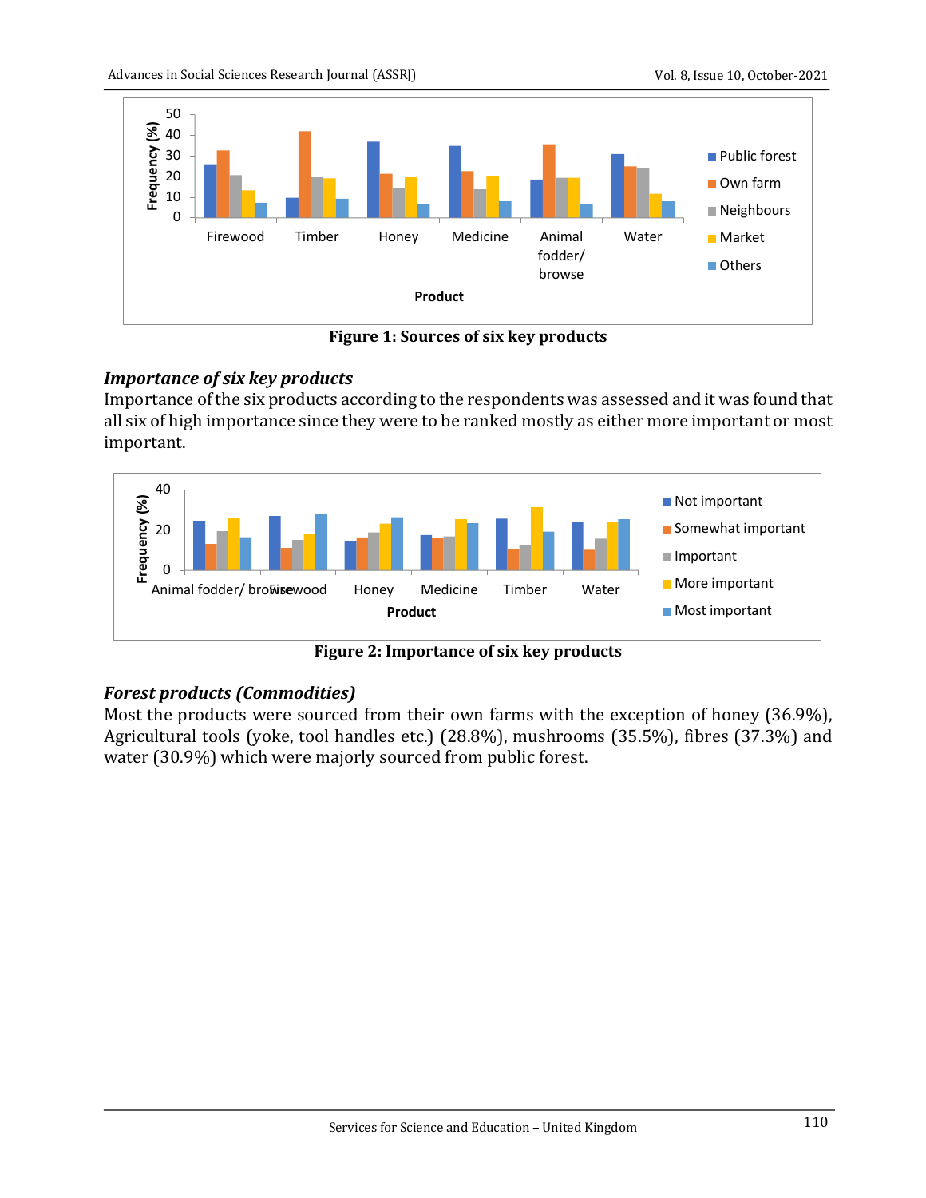Figure 1: Sources of six key products

### *Importance of six key products*

Importance of the six products according to the respondents was assessed and it was found that all six of high importance since they were to be ranked mostly as either more important or most important.

Figure 2: Importance of six key products

### *Forest products (Commodities)*

Most the products were sourced from their own farms with the exception of honey (36.9%), Agricultural tools (yoke, tool handles etc.) (28.8%), mushrooms (35.5%), fibres (37.3%) and water (30.9%) which were majorly sourced from public forest.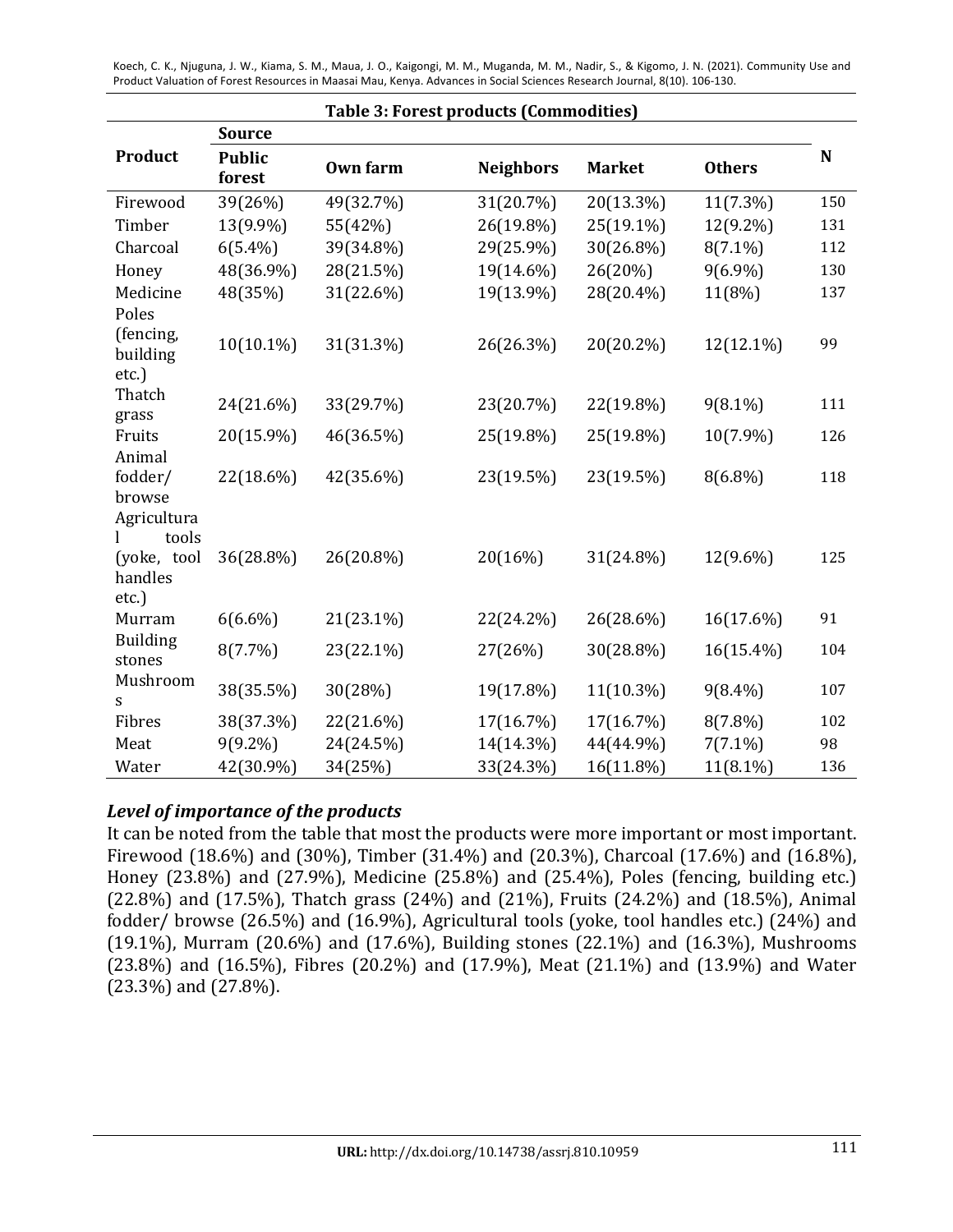**Table 3: Forest products (Commodities)**

| Product | Source | | | | | N |
|---|---|---|---|---|---|---|
| | Public forest | Own farm | Neighbors | Market | Others | |
| Firewood | 39(26%) | 49(32.7%) | 31(20.7%) | 20(13.3%) | 11(7.3%) | 150 |
| Timber | 13(9.9%) | 55(42%) | 26(19.8%) | 25(19.1%) | 12(9.2%) | 131 |
| Charcoal | 6(5.4%) | 39(34.8%) | 29(25.9%) | 30(26.8%) | 8(7.1%) | 112 |
| Honey | 48(36.9%) | 28(21.5%) | 19(14.6%) | 26(20%) | 9(6.9%) | 130 |
| Medicine | 48(35%) | 31(22.6%) | 19(13.9%) | 28(20.4%) | 11(8%) | 137 |
| Poles (fencing, building etc.) | 10(10.1%) | 31(31.3%) | 26(26.3%) | 20(20.2%) | 12(12.1%) | 99 |
| Thatch grass | 24(21.6%) | 33(29.7%) | 23(20.7%) | 22(19.8%) | 9(8.1%) | 111 |
| Fruits | 20(15.9%) | 46(36.5%) | 25(19.8%) | 25(19.8%) | 10(7.9%) | 126 |
| Animal fodder/ browse | 22(18.6%) | 42(35.6%) | 23(19.5%) | 23(19.5%) | 8(6.8%) | 118 |
| Agricultural tools (yoke, tool handles etc.) | 36(28.8%) | 26(20.8%) | 20(16%) | 31(24.8%) | 12(9.6%) | 125 |
| Murram | 6(6.6%) | 21(23.1%) | 22(24.2%) | 26(28.6%) | 16(17.6%) | 91 |
| Building stones | 8(7.7%) | 23(22.1%) | 27(26%) | 30(28.8%) | 16(15.4%) | 104 |
| Mushrooms | 38(35.5%) | 30(28%) | 19(17.8%) | 11(10.3%) | 9(8.4%) | 107 |
| Fibres | 38(37.3%) | 22(21.6%) | 17(16.7%) | 17(16.7%) | 8(7.8%) | 102 |
| Meat | 9(9.2%) | 24(24.5%) | 14(14.3%) | 44(44.9%) | 7(7.1%) | 98 |
| Water | 42(30.9%) | 34(25%) | 33(24.3%) | 16(11.8%) | 11(8.1%) | 136 |

### *Level of importance of the products*

It can be noted from the table that most the products were more important or most important. Firewood (18.6%) and (30%), Timber (31.4%) and (20.3%), Charcoal (17.6%) and (16.8%), Honey (23.8%) and (27.9%), Medicine (25.8%) and (25.4%), Poles (fencing, building etc.) (22.8%) and (17.5%), Thatch grass (24%) and (21%), Fruits (24.2%) and (18.5%), Animal fodder/ browse (26.5%) and (16.9%), Agricultural tools (yoke, tool handles etc.) (24%) and (19.1%), Murram (20.6%) and (17.6%), Building stones (22.1%) and (16.3%), Mushrooms (23.8%) and (16.5%), Fibres (20.2%) and (17.9%), Meat (21.1%) and (13.9%) and Water (23.3%) and (27.8%).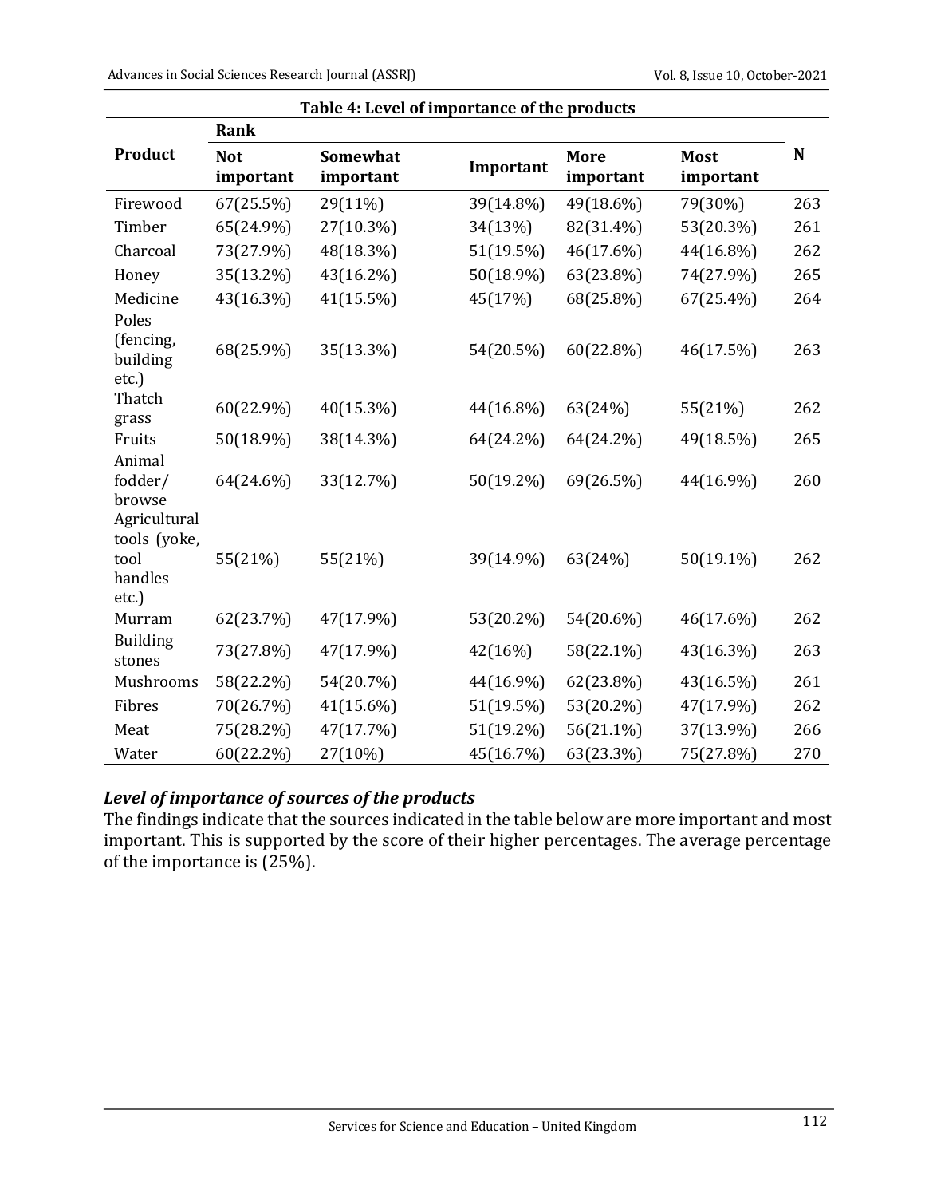**Table 4: Level of importance of the products**

| Product | Rank | | | | | N |
|---|---|---|---|---|---|---|
| | Not important | Somewhat important | Important | More important | Most important | |
| Firewood | 67(25.5%) | 29(11%) | 39(14.8%) | 49(18.6%) | 79(30%) | 263 |
| Timber | 65(24.9%) | 27(10.3%) | 34(13%) | 82(31.4%) | 53(20.3%) | 261 |
| Charcoal | 73(27.9%) | 48(18.3%) | 51(19.5%) | 46(17.6%) | 44(16.8%) | 262 |
| Honey | 35(13.2%) | 43(16.2%) | 50(18.9%) | 63(23.8%) | 74(27.9%) | 265 |
| Medicine | 43(16.3%) | 41(15.5%) | 45(17%) | 68(25.8%) | 67(25.4%) | 264 |
| Poles (fencing, building etc.) | 68(25.9%) | 35(13.3%) | 54(20.5%) | 60(22.8%) | 46(17.5%) | 263 |
| Thatch grass | 60(22.9%) | 40(15.3%) | 44(16.8%) | 63(24%) | 55(21%) | 262 |
| Fruits | 50(18.9%) | 38(14.3%) | 64(24.2%) | 64(24.2%) | 49(18.5%) | 265 |
| Animal fodder/ browse | 64(24.6%) | 33(12.7%) | 50(19.2%) | 69(26.5%) | 44(16.9%) | 260 |
| Agricultural tools (yoke, tool handles etc.) | 55(21%) | 55(21%) | 39(14.9%) | 63(24%) | 50(19.1%) | 262 |
| Murram | 62(23.7%) | 47(17.9%) | 53(20.2%) | 54(20.6%) | 46(17.6%) | 262 |
| Building stones | 73(27.8%) | 47(17.9%) | 42(16%) | 58(22.1%) | 43(16.3%) | 263 |
| Mushrooms | 58(22.2%) | 54(20.7%) | 44(16.9%) | 62(23.8%) | 43(16.5%) | 261 |
| Fibres | 70(26.7%) | 41(15.6%) | 51(19.5%) | 53(20.2%) | 47(17.9%) | 262 |
| Meat | 75(28.2%) | 47(17.7%) | 51(19.2%) | 56(21.1%) | 37(13.9%) | 266 |
| Water | 60(22.2%) | 27(10%) | 45(16.7%) | 63(23.3%) | 75(27.8%) | 270 |

### *Level of importance of sources of the products*

The findings indicate that the sources indicated in the table below are more important and most important. This is supported by the score of their higher percentages. The average percentage of the importance is (25%).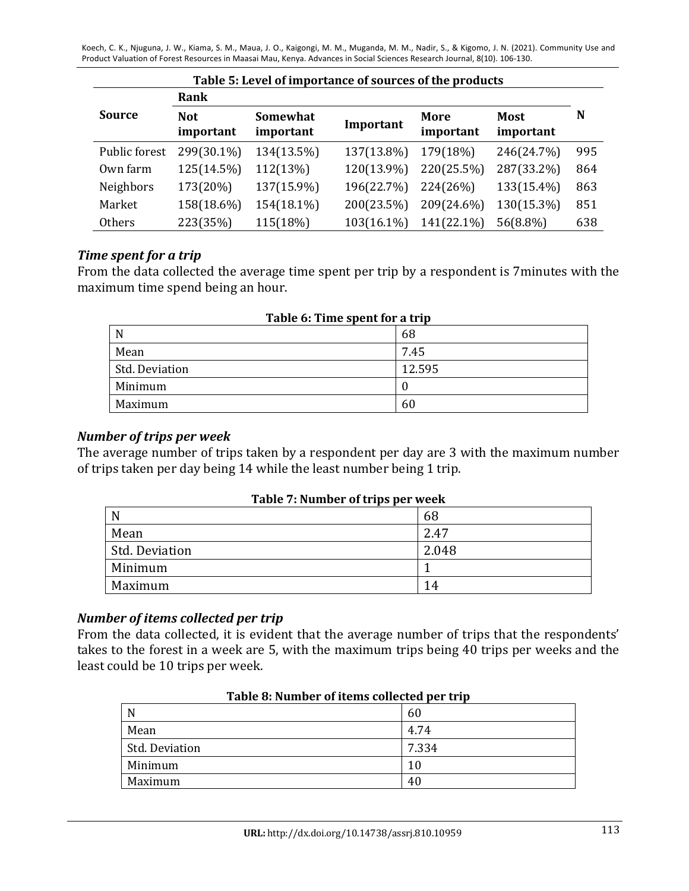**Table 5: Level of importance of sources of the products**

| Source | Rank | | | | | N |
|---|---|---|---|---|---|---|
| | Not important | Somewhat important | Important | More important | Most important | |
| Public forest | 299(30.1%) | 134(13.5%) | 137(13.8%) | 179(18%) | 246(24.7%) | 995 |
| Own farm | 125(14.5%) | 112(13%) | 120(13.9%) | 220(25.5%) | 287(33.2%) | 864 |
| Neighbors | 173(20%) | 137(15.9%) | 196(22.7%) | 224(26%) | 133(15.4%) | 863 |
| Market | 158(18.6%) | 154(18.1%) | 200(23.5%) | 209(24.6%) | 130(15.3%) | 851 |
| Others | 223(35%) | 115(18%) | 103(16.1%) | 141(22.1%) | 56(8.8%) | 638 |

### *Time spent for a trip*

From the data collected the average time spent per trip by a respondent is 7minutes with the maximum time spend being an hour.

**Table 6: Time spent for a trip**

| | |
|---|---|
| N | 68 |
| Mean | 7.45 |
| Std. Deviation | 12.595 |
| Minimum | 0 |
| Maximum | 60 |

### *Number of trips per week*

The average number of trips taken by a respondent per day are 3 with the maximum number of trips taken per day being 14 while the least number being 1 trip.

**Table 7: Number of trips per week**

| | |
|---|---|
| N | 68 |
| Mean | 2.47 |
| Std. Deviation | 2.048 |
| Minimum | 1 |
| Maximum | 14 |

### *Number of items collected per trip*

From the data collected, it is evident that the average number of trips that the respondents' takes to the forest in a week are 5, with the maximum trips being 40 trips per weeks and the least could be 10 trips per week.

**Table 8: Number of items collected per trip**

| | |
|---|---|
| N | 60 |
| Mean | 4.74 |
| Std. Deviation | 7.334 |
| Minimum | 10 |
| Maximum | 40 |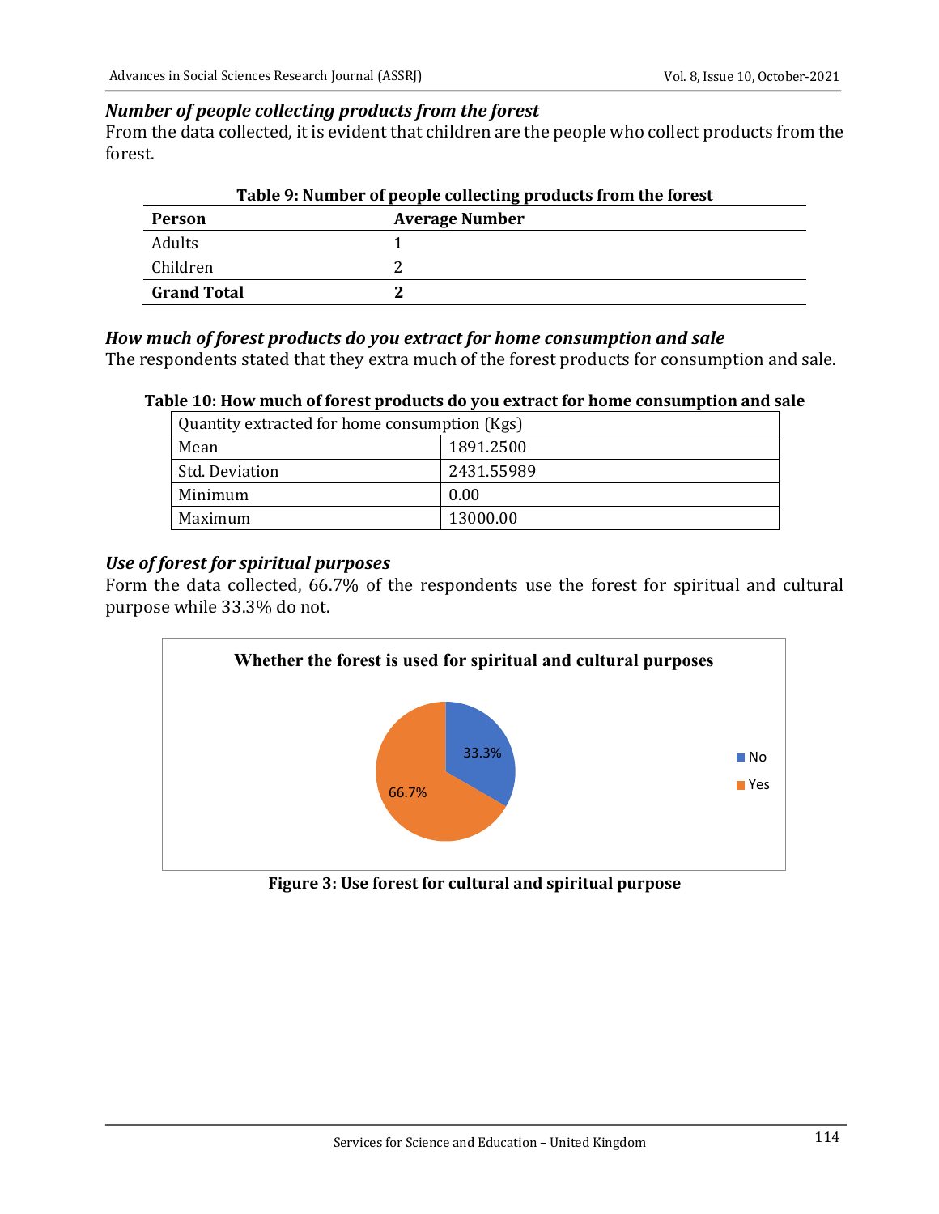*Number of people collecting products from the forest*

From the data collected, it is evident that children are the people who collect products from the forest.

**Table 9: Number of people collecting products from the forest**

| Person | Average Number |
|---|---|
| Adults | 1 |
| Children | 2 |
| **Grand Total** | **2** |

*How much of forest products do you extract for home consumption and sale*

The respondents stated that they extra much of the forest products for consumption and sale.

**Table 10: How much of forest products do you extract for home consumption and sale**

| Quantity extracted for home consumption (Kgs) | |
|---|---|
| Mean | 1891.2500 |
| Std. Deviation | 2431.55989 |
| Minimum | 0.00 |
| Maximum | 13000.00 |

*Use of forest for spiritual purposes*

Form the data collected, 66.7% of the respondents use the forest for spiritual and cultural purpose while 33.3% do not.

**Whether the forest is used for spiritual and cultural purposes**

| Response | Percentage |
|---|---|
| No | 33.3% |
| Yes | 66.7% |

**Figure 3: Use forest for cultural and spiritual purpose**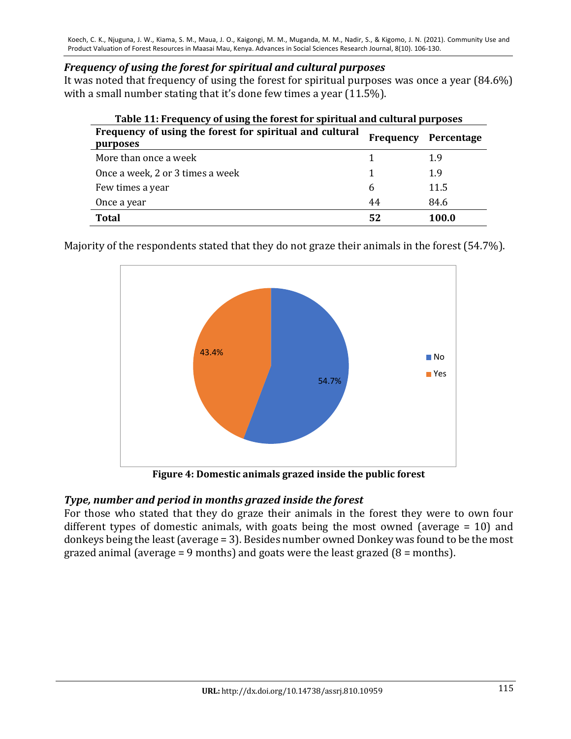### *Frequency of using the forest for spiritual and cultural purposes*

It was noted that frequency of using the forest for spiritual purposes was once a year (84.6%) with a small number stating that it's done few times a year (11.5%).

**Table 11: Frequency of using the forest for spiritual and cultural purposes**

| Frequency of using the forest for spiritual and cultural purposes | Frequency | Percentage |
|---|---|---|
| More than once a week | 1 | 1.9 |
| Once a week, 2 or 3 times a week | 1 | 1.9 |
| Few times a year | 6 | 11.5 |
| Once a year | 44 | 84.6 |
| **Total** | **52** | **100.0** |

Majority of the respondents stated that they do not graze their animals in the forest (54.7%).

**Figure 4: Domestic animals grazed inside the public forest**

### *Type, number and period in months grazed inside the forest*

For those who stated that they do graze their animals in the forest they were to own four different types of domestic animals, with goats being the most owned (average = 10) and donkeys being the least (average = 3). Besides number owned Donkey was found to be the most grazed animal (average = 9 months) and goats were the least grazed (8 = months).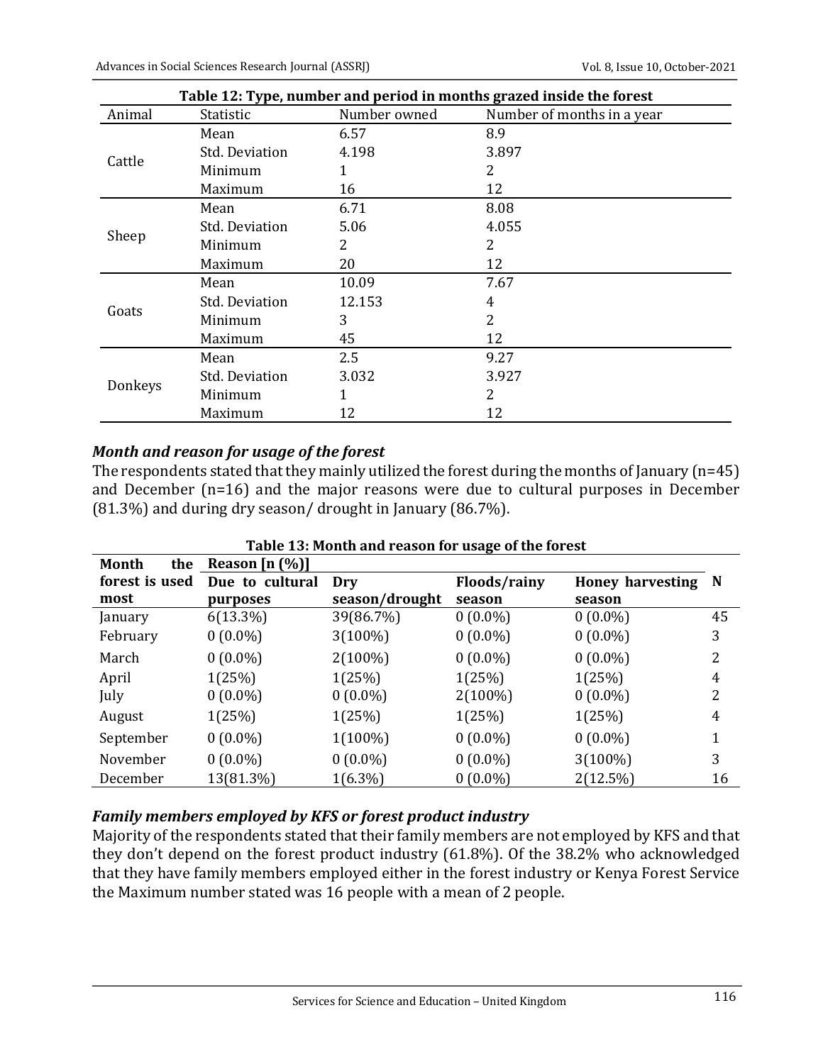**Table 12: Type, number and period in months grazed inside the forest**

| Animal | Statistic | Number owned | Number of months in a year |
|---|---|---|---|
| Cattle | Mean | 6.57 | 8.9 |
| | Std. Deviation | 4.198 | 3.897 |
| | Minimum | 1 | 2 |
| | Maximum | 16 | 12 |
| Sheep | Mean | 6.71 | 8.08 |
| | Std. Deviation | 5.06 | 4.055 |
| | Minimum | 2 | 2 |
| | Maximum | 20 | 12 |
| Goats | Mean | 10.09 | 7.67 |
| | Std. Deviation | 12.153 | 4 |
| | Minimum | 3 | 2 |
| | Maximum | 45 | 12 |
| Donkeys | Mean | 2.5 | 9.27 |
| | Std. Deviation | 3.032 | 3.927 |
| | Minimum | 1 | 2 |
| | Maximum | 12 | 12 |

### *Month and reason for usage of the forest*

The respondents stated that they mainly utilized the forest during the months of January (n=45) and December (n=16) and the major reasons were due to cultural purposes in December (81.3%) and during dry season/ drought in January (86.7%).

**Table 13: Month and reason for usage of the forest**

| Month the forest is used most | Reason [n (%)] | | | | N |
|---|---|---|---|---|---|
| | Due to cultural purposes | Dry season/drought | Floods/rainy season | Honey harvesting season | |
| January | 6(13.3%) | 39(86.7%) | 0 (0.0%) | 0 (0.0%) | 45 |
| February | 0 (0.0%) | 3(100%) | 0 (0.0%) | 0 (0.0%) | 3 |
| March | 0 (0.0%) | 2(100%) | 0 (0.0%) | 0 (0.0%) | 2 |
| April | 1(25%) | 1(25%) | 1(25%) | 1(25%) | 4 |
| July | 0 (0.0%) | 0 (0.0%) | 2(100%) | 0 (0.0%) | 2 |
| August | 1(25%) | 1(25%) | 1(25%) | 1(25%) | 4 |
| September | 0 (0.0%) | 1(100%) | 0 (0.0%) | 0 (0.0%) | 1 |
| November | 0 (0.0%) | 0 (0.0%) | 0 (0.0%) | 3(100%) | 3 |
| December | 13(81.3%) | 1(6.3%) | 0 (0.0%) | 2(12.5%) | 16 |

### *Family members employed by KFS or forest product industry*

Majority of the respondents stated that their family members are not employed by KFS and that they don't depend on the forest product industry (61.8%). Of the 38.2% who acknowledged that they have family members employed either in the forest industry or Kenya Forest Service the Maximum number stated was 16 people with a mean of 2 people.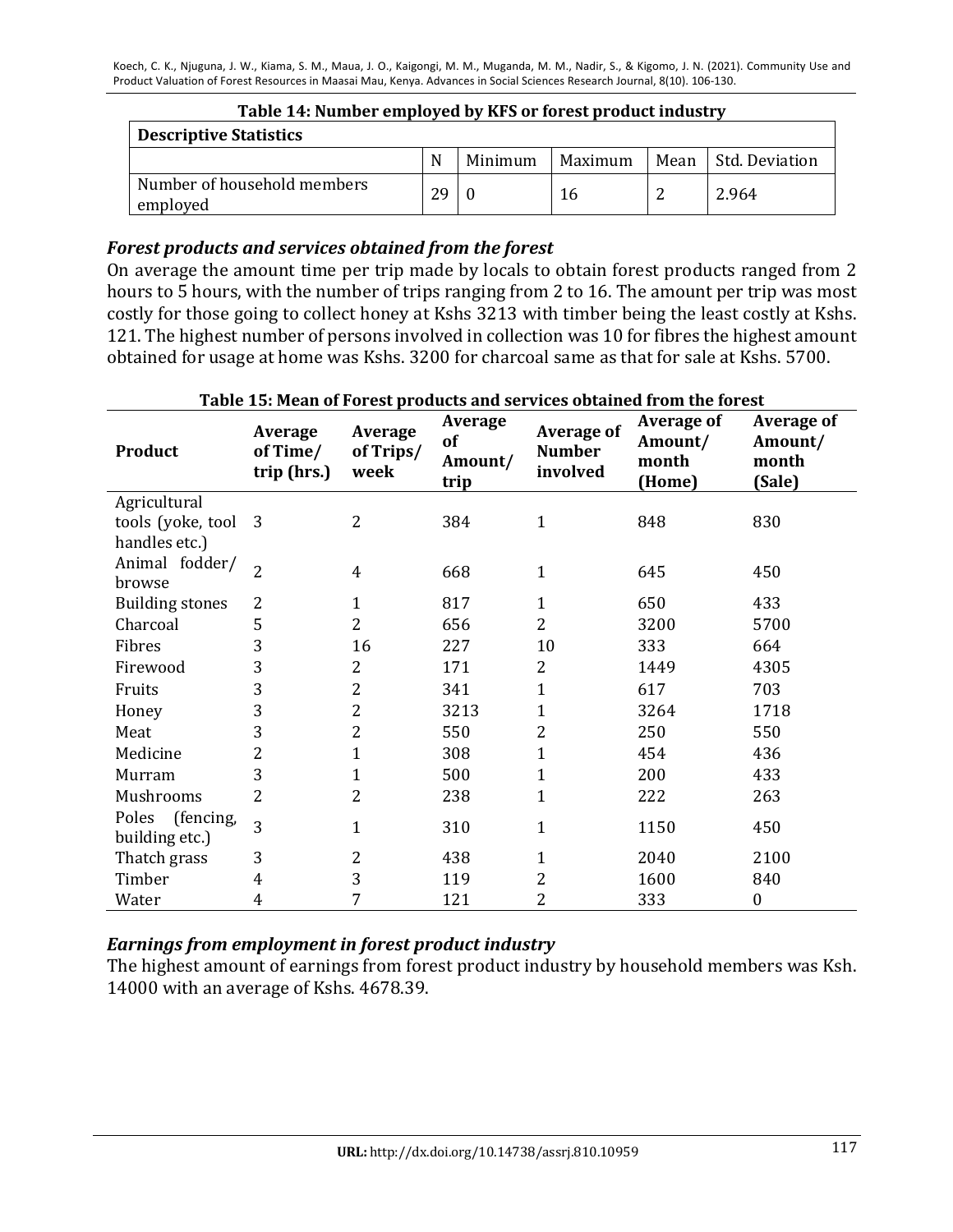**Table 14: Number employed by KFS or forest product industry**

| Descriptive Statistics | | | | | |
|---|---|---|---|---|---|
| | N | Minimum | Maximum | Mean | Std. Deviation |
| Number of household members employed | 29 | 0 | 16 | 2 | 2.964 |

### *Forest products and services obtained from the forest*

On average the amount time per trip made by locals to obtain forest products ranged from 2 hours to 5 hours, with the number of trips ranging from 2 to 16. The amount per trip was most costly for those going to collect honey at Kshs 3213 with timber being the least costly at Kshs. 121. The highest number of persons involved in collection was 10 for fibres the highest amount obtained for usage at home was Kshs. 3200 for charcoal same as that for sale at Kshs. 5700.

**Table 15: Mean of Forest products and services obtained from the forest**

| Product | Average of Time/ trip (hrs.) | Average of Trips/ week | Average of Amount/ trip | Average of Number involved | Average of Amount/ month (Home) | Average of Amount/ month (Sale) |
|---|---|---|---|---|---|---|
| Agricultural tools (yoke, tool handles etc.) | 3 | 2 | 384 | 1 | 848 | 830 |
| Animal fodder/ browse | 2 | 4 | 668 | 1 | 645 | 450 |
| Building stones | 2 | 1 | 817 | 1 | 650 | 433 |
| Charcoal | 5 | 2 | 656 | 2 | 3200 | 5700 |
| Fibres | 3 | 16 | 227 | 10 | 333 | 664 |
| Firewood | 3 | 2 | 171 | 2 | 1449 | 4305 |
| Fruits | 3 | 2 | 341 | 1 | 617 | 703 |
| Honey | 3 | 2 | 3213 | 1 | 3264 | 1718 |
| Meat | 3 | 2 | 550 | 2 | 250 | 550 |
| Medicine | 2 | 1 | 308 | 1 | 454 | 436 |
| Murram | 3 | 1 | 500 | 1 | 200 | 433 |
| Mushrooms | 2 | 2 | 238 | 1 | 222 | 263 |
| Poles (fencing, building etc.) | 3 | 1 | 310 | 1 | 1150 | 450 |
| Thatch grass | 3 | 2 | 438 | 1 | 2040 | 2100 |
| Timber | 4 | 3 | 119 | 2 | 1600 | 840 |
| Water | 4 | 7 | 121 | 2 | 333 | 0 |

### *Earnings from employment in forest product industry*

The highest amount of earnings from forest product industry by household members was Ksh. 14000 with an average of Kshs. 4678.39.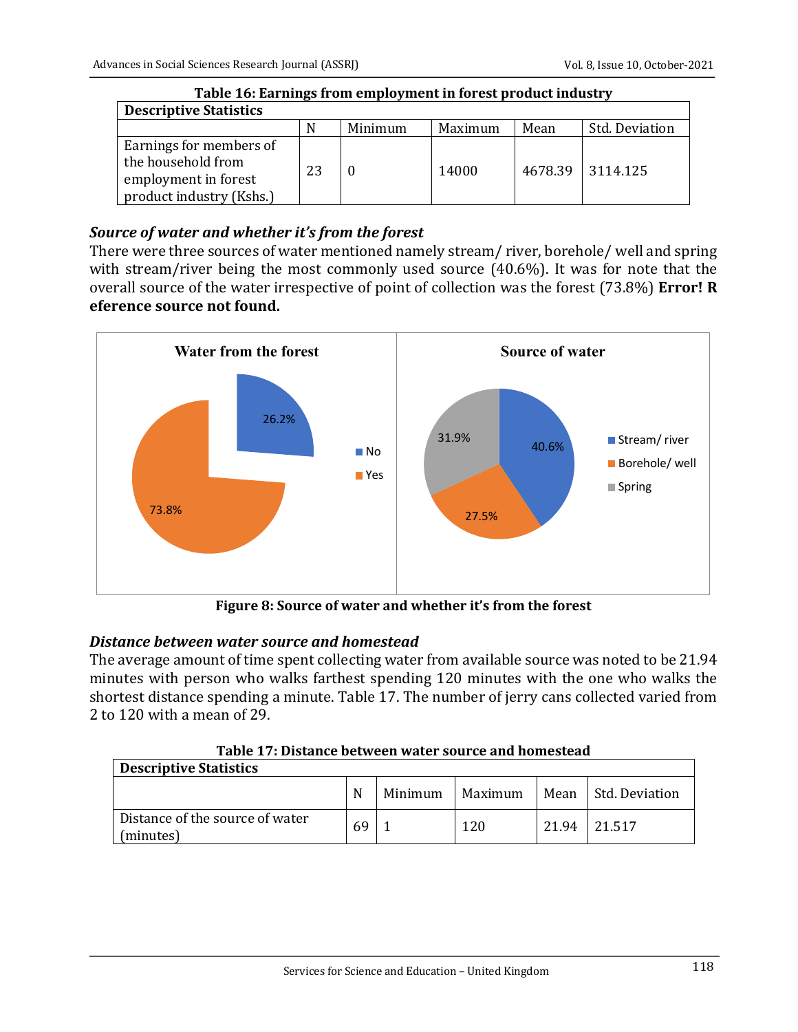**Table 16: Earnings from employment in forest product industry**

| Descriptive Statistics | | | | | |
|---|---|---|---|---|---|
| | N | Minimum | Maximum | Mean | Std. Deviation |
| Earnings for members of the household from employment in forest product industry (Kshs.) | 23 | 0 | 14000 | 4678.39 | 3114.125 |

### *Source of water and whether it's from the forest*

There were three sources of water mentioned namely stream/ river, borehole/ well and spring with stream/river being the most commonly used source (40.6%). It was for note that the overall source of the water irrespective of point of collection was the forest (73.8%) **Error! Reference source not found.**

**Figure 8: Source of water and whether it's from the forest**

### *Distance between water source and homestead*

The average amount of time spent collecting water from available source was noted to be 21.94 minutes with person who walks farthest spending 120 minutes with the one who walks the shortest distance spending a minute. Table 17. The number of jerry cans collected varied from 2 to 120 with a mean of 29.

**Table 17: Distance between water source and homestead**

| Descriptive Statistics | | | | | |
|---|---|---|---|---|---|
| | N | Minimum | Maximum | Mean | Std. Deviation |
| Distance of the source of water (minutes) | 69 | 1 | 120 | 21.94 | 21.517 |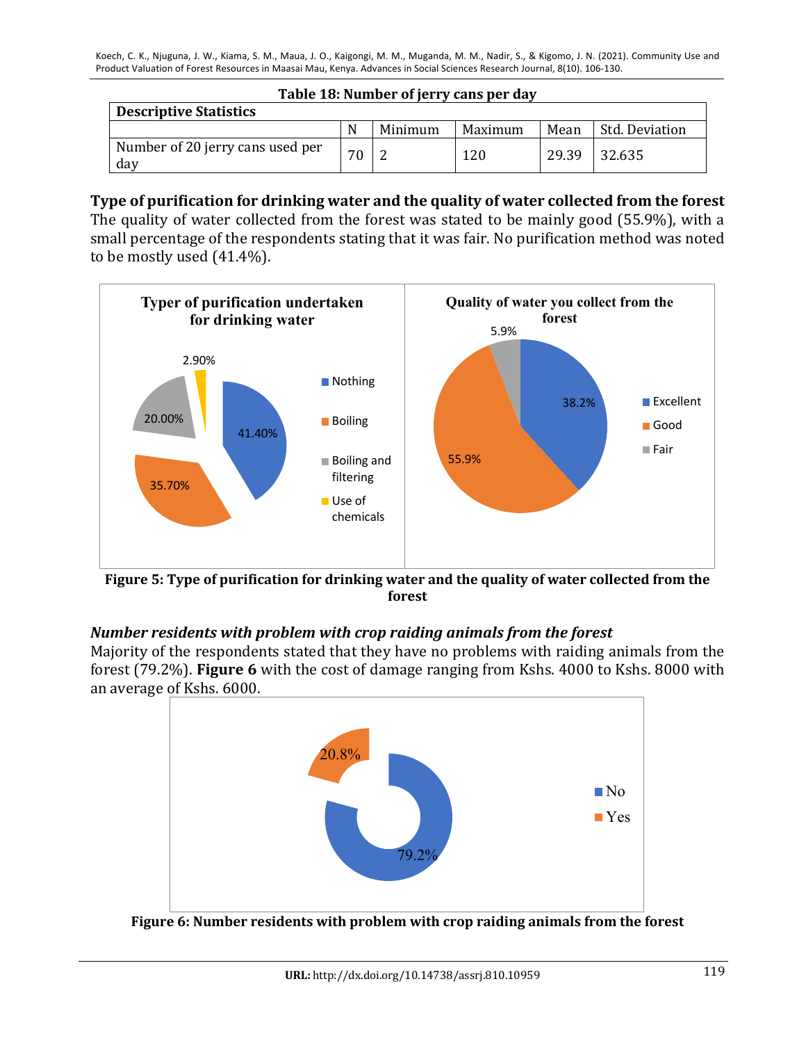**Table 18: Number of jerry cans per day**

| Descriptive Statistics | | | | | |
|---|---|---|---|---|---|
| | N | Minimum | Maximum | Mean | Std. Deviation |
| Number of 20 jerry cans used per day | 70 | 2 | 120 | 29.39 | 32.635 |

**Type of purification for drinking water and the quality of water collected from the forest**

The quality of water collected from the forest was stated to be mainly good (55.9%), with a small percentage of the respondents stating that it was fair. No purification method was noted to be mostly used (41.4%).

**Figure 5: Type of purification for drinking water and the quality of water collected from the forest**

***Number residents with problem with crop raiding animals from the forest***

Majority of the respondents stated that they have no problems with raiding animals from the forest (79.2%). **Figure 6** with the cost of damage ranging from Kshs. 4000 to Kshs. 8000 with an average of Kshs. 6000.

**Figure 6: Number residents with problem with crop raiding animals from the forest**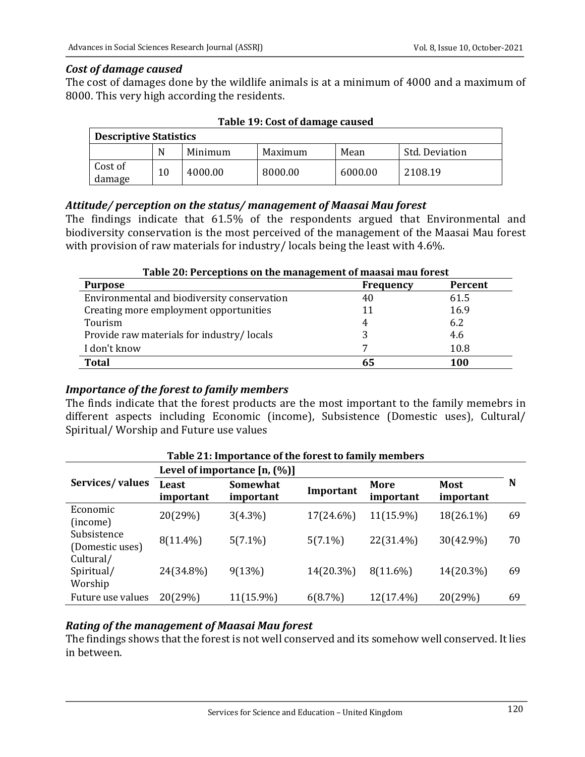### *Cost of damage caused*

The cost of damages done by the wildlife animals is at a minimum of 4000 and a maximum of 8000. This very high according the residents.

**Table 19: Cost of damage caused**

| Descriptive Statistics | | | | | |
|---|---|---|---|---|---|
| | N | Minimum | Maximum | Mean | Std. Deviation |
| Cost of damage | 10 | 4000.00 | 8000.00 | 6000.00 | 2108.19 |

### *Attitude/ perception on the status/ management of Maasai Mau forest*

The findings indicate that 61.5% of the respondents argued that Environmental and biodiversity conservation is the most perceived of the management of the Maasai Mau forest with provision of raw materials for industry/ locals being the least with 4.6%.

**Table 20: Perceptions on the management of maasai mau forest**

| Purpose | Frequency | Percent |
|---|---|---|
| Environmental and biodiversity conservation | 40 | 61.5 |
| Creating more employment opportunities | 11 | 16.9 |
| Tourism | 4 | 6.2 |
| Provide raw materials for industry/ locals | 3 | 4.6 |
| I don't know | 7 | 10.8 |
| **Total** | **65** | **100** |

### *Importance of the forest to family members*

The finds indicate that the forest products are the most important to the family memebrs in different aspects including Economic (income), Subsistence (Domestic uses), Cultural/ Spiritual/ Worship and Future use values

**Table 21: Importance of the forest to family members**

| Services/ values | Level of importance [n, (%)] | | | | | N |
|---|---|---|---|---|---|---|
| | Least important | Somewhat important | Important | More important | Most important | |
| Economic (income) | 20(29%) | 3(4.3%) | 17(24.6%) | 11(15.9%) | 18(26.1%) | 69 |
| Subsistence (Domestic uses) | 8(11.4%) | 5(7.1%) | 5(7.1%) | 22(31.4%) | 30(42.9%) | 70 |
| Cultural/ Spiritual/ Worship | 24(34.8%) | 9(13%) | 14(20.3%) | 8(11.6%) | 14(20.3%) | 69 |
| Future use values | 20(29%) | 11(15.9%) | 6(8.7%) | 12(17.4%) | 20(29%) | 69 |

### *Rating of the management of Maasai Mau forest*

The findings shows that the forest is not well conserved and its somehow well conserved. It lies in between.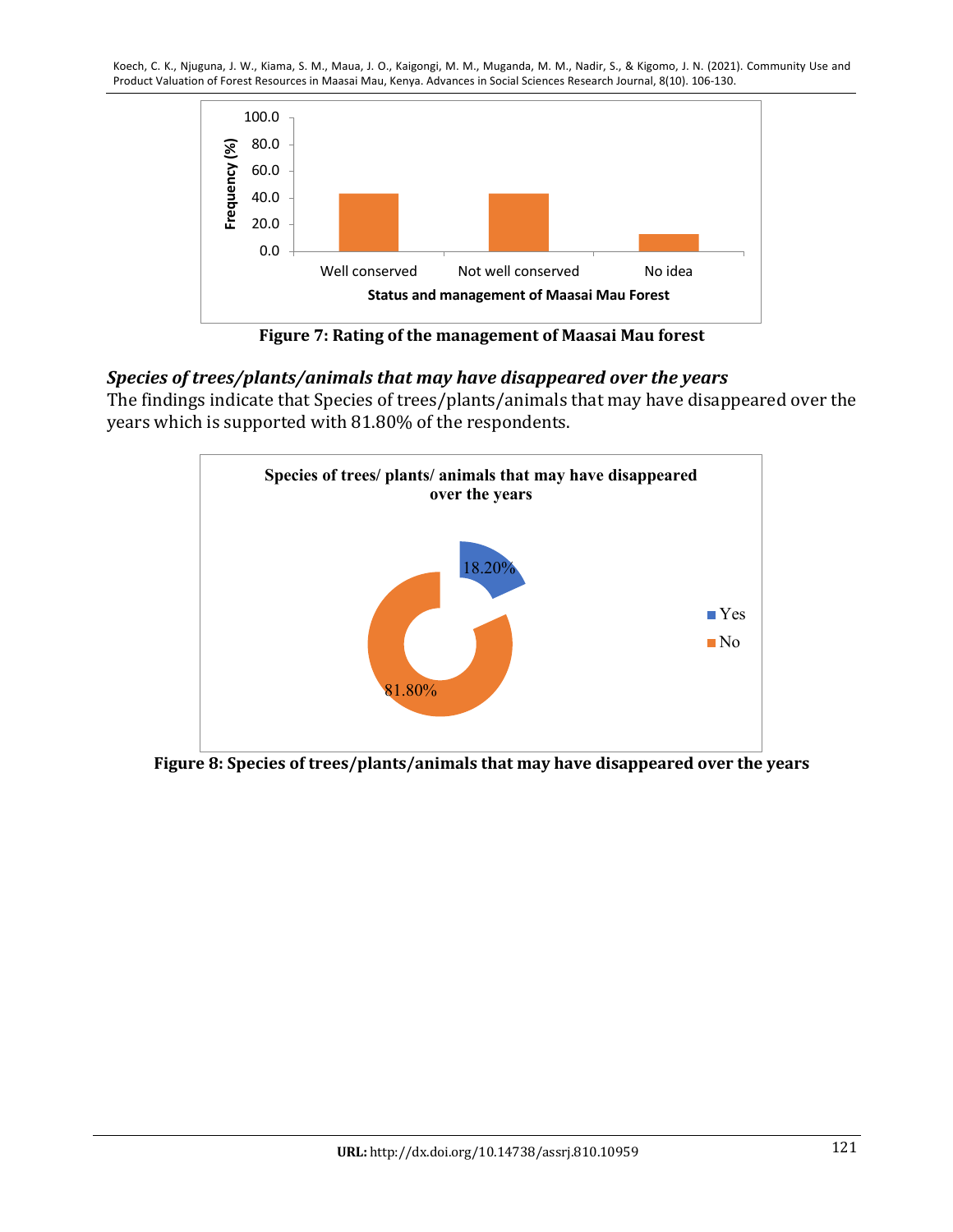Figure 7: Rating of the management of Maasai Mau forest

### *Species of trees/plants/animals that may have disappeared over the years*

The findings indicate that Species of trees/plants/animals that may have disappeared over the years which is supported with 81.80% of the respondents.

Figure 8: Species of trees/plants/animals that may have disappeared over the years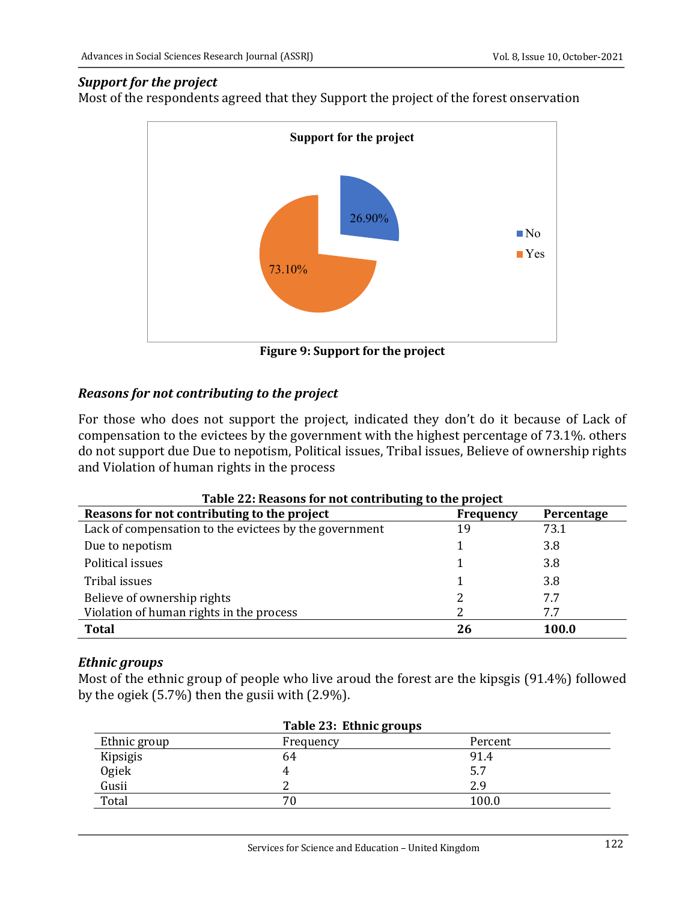### *Support for the project*

Most of the respondents agreed that they Support the project of the forest onservation

**Figure 9: Support for the project**

### *Reasons for not contributing to the project*

For those who does not support the project, indicated they don't do it because of Lack of compensation to the evictees by the government with the highest percentage of 73.1%. others do not support due Due to nepotism, Political issues, Tribal issues, Believe of ownership rights and Violation of human rights in the process

**Table 22: Reasons for not contributing to the project**

| Reasons for not contributing to the project | Frequency | Percentage |
|---|---|---|
| Lack of compensation to the evictees by the government | 19 | 73.1 |
| Due to nepotism | 1 | 3.8 |
| Political issues | 1 | 3.8 |
| Tribal issues | 1 | 3.8 |
| Believe of ownership rights | 2 | 7.7 |
| Violation of human rights in the process | 2 | 7.7 |
| **Total** | **26** | **100.0** |

### *Ethnic groups*

Most of the ethnic group of people who live aroud the forest are the kipsgis (91.4%) followed by the ogiek (5.7%) then the gusii with (2.9%).

**Table 23: Ethnic groups**

| Ethnic group | Frequency | Percent |
|---|---|---|
| Kipsigis | 64 | 91.4 |
| Ogiek | 4 | 5.7 |
| Gusii | 2 | 2.9 |
| Total | 70 | 100.0 |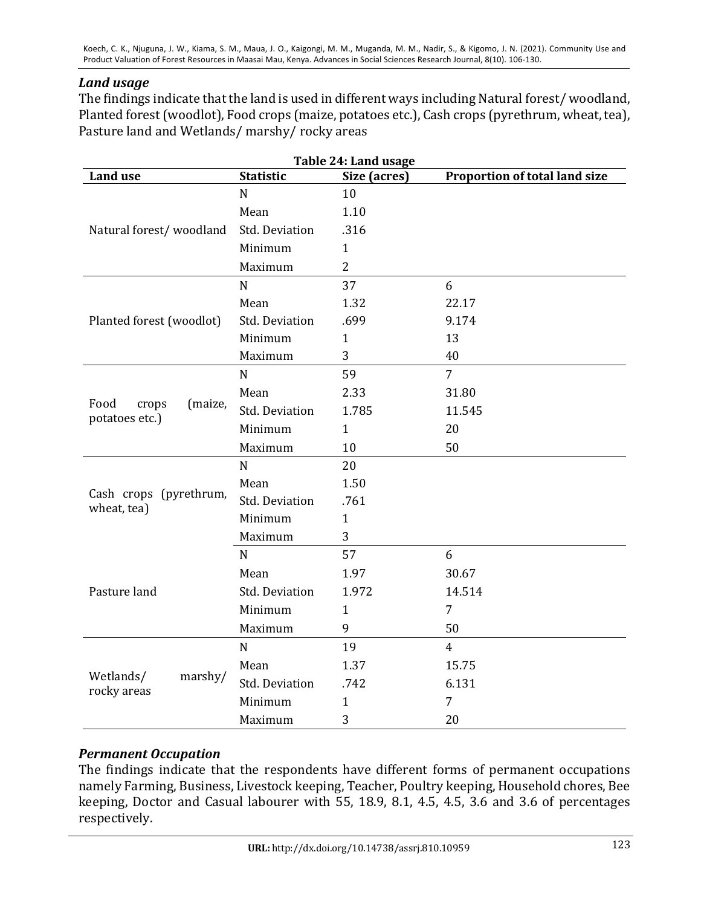### *Land usage*

The findings indicate that the land is used in different ways including Natural forest/ woodland, Planted forest (woodlot), Food crops (maize, potatoes etc.), Cash crops (pyrethrum, wheat, tea), Pasture land and Wetlands/ marshy/ rocky areas

**Table 24: Land usage**

| Land use | Statistic | Size (acres) | Proportion of total land size |
|---|---|---|---|
| Natural forest/ woodland | N | 10 | |
| | Mean | 1.10 | |
| | Std. Deviation | .316 | |
| | Minimum | 1 | |
| | Maximum | 2 | |
| Planted forest (woodlot) | N | 37 | 6 |
| | Mean | 1.32 | 22.17 |
| | Std. Deviation | .699 | 9.174 |
| | Minimum | 1 | 13 |
| | Maximum | 3 | 40 |
| Food crops (maize, potatoes etc.) | N | 59 | 7 |
| | Mean | 2.33 | 31.80 |
| | Std. Deviation | 1.785 | 11.545 |
| | Minimum | 1 | 20 |
| | Maximum | 10 | 50 |
| Cash crops (pyrethrum, wheat, tea) | N | 20 | |
| | Mean | 1.50 | |
| | Std. Deviation | .761 | |
| | Minimum | 1 | |
| | Maximum | 3 | |
| Pasture land | N | 57 | 6 |
| | Mean | 1.97 | 30.67 |
| | Std. Deviation | 1.972 | 14.514 |
| | Minimum | 1 | 7 |
| | Maximum | 9 | 50 |
| Wetlands/ marshy/ rocky areas | N | 19 | 4 |
| | Mean | 1.37 | 15.75 |
| | Std. Deviation | .742 | 6.131 |
| | Minimum | 1 | 7 |
| | Maximum | 3 | 20 |

### *Permanent Occupation*

The findings indicate that the respondents have different forms of permanent occupations namely Farming, Business, Livestock keeping, Teacher, Poultry keeping, Household chores, Bee keeping, Doctor and Casual labourer with 55, 18.9, 8.1, 4.5, 4.5, 3.6 and 3.6 of percentages respectively.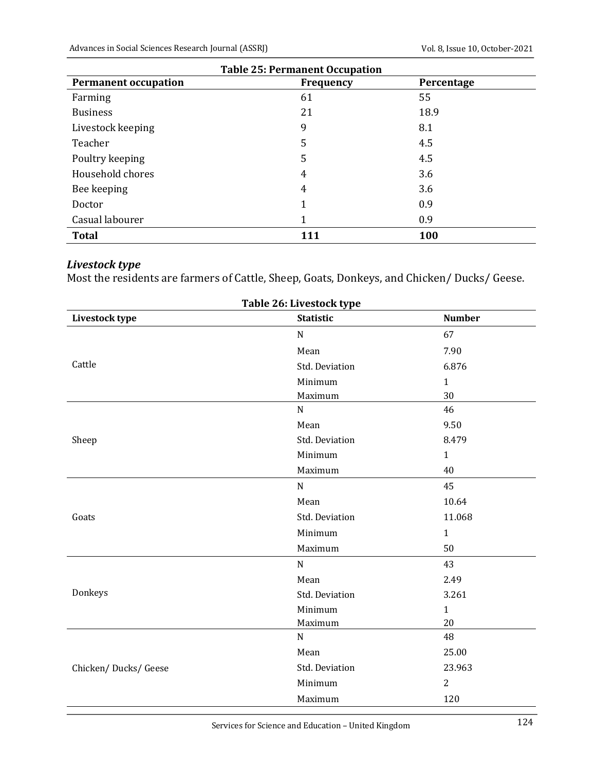**Table 25: Permanent Occupation**

| Permanent occupation | Frequency | Percentage |
|---|---|---|
| Farming | 61 | 55 |
| Business | 21 | 18.9 |
| Livestock keeping | 9 | 8.1 |
| Teacher | 5 | 4.5 |
| Poultry keeping | 5 | 4.5 |
| Household chores | 4 | 3.6 |
| Bee keeping | 4 | 3.6 |
| Doctor | 1 | 0.9 |
| Casual labourer | 1 | 0.9 |
| **Total** | **111** | **100** |

### *Livestock type*

Most the residents are farmers of Cattle, Sheep, Goats, Donkeys, and Chicken/ Ducks/ Geese.

**Table 26: Livestock type**

| Livestock type | Statistic | Number |
|---|---|---|
| Cattle | N | 67 |
| | Mean | 7.90 |
| | Std. Deviation | 6.876 |
| | Minimum | 1 |
| | Maximum | 30 |
| Sheep | N | 46 |
| | Mean | 9.50 |
| | Std. Deviation | 8.479 |
| | Minimum | 1 |
| | Maximum | 40 |
| Goats | N | 45 |
| | Mean | 10.64 |
| | Std. Deviation | 11.068 |
| | Minimum | 1 |
| | Maximum | 50 |
| Donkeys | N | 43 |
| | Mean | 2.49 |
| | Std. Deviation | 3.261 |
| | Minimum | 1 |
| | Maximum | 20 |
| Chicken/ Ducks/ Geese | N | 48 |
| | Mean | 25.00 |
| | Std. Deviation | 23.963 |
| | Minimum | 2 |
| | Maximum | 120 |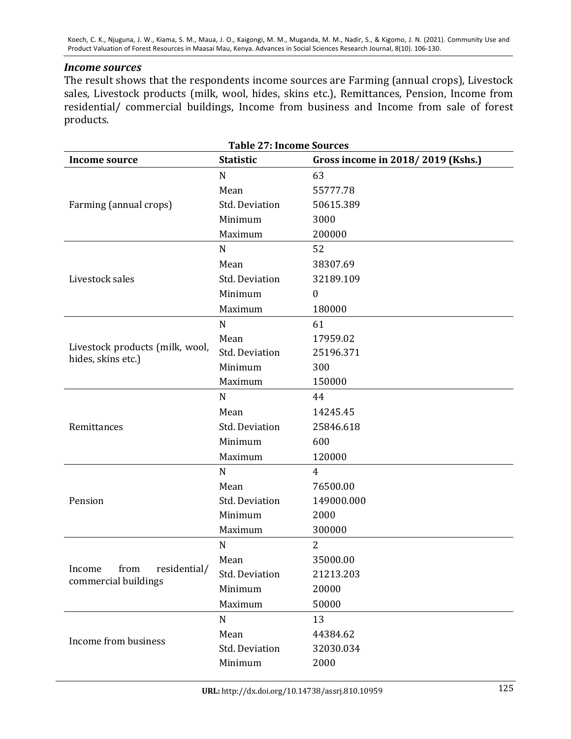### *Income sources*

The result shows that the respondents income sources are Farming (annual crops), Livestock sales, Livestock products (milk, wool, hides, skins etc.), Remittances, Pension, Income from residential/ commercial buildings, Income from business and Income from sale of forest products.

**Table 27: Income Sources**

| Income source | Statistic | Gross income in 2018/ 2019 (Kshs.) |
|---|---|---|
| Farming (annual crops) | N | 63 |
| | Mean | 55777.78 |
| | Std. Deviation | 50615.389 |
| | Minimum | 3000 |
| | Maximum | 200000 |
| Livestock sales | N | 52 |
| | Mean | 38307.69 |
| | Std. Deviation | 32189.109 |
| | Minimum | 0 |
| | Maximum | 180000 |
| Livestock products (milk, wool, hides, skins etc.) | N | 61 |
| | Mean | 17959.02 |
| | Std. Deviation | 25196.371 |
| | Minimum | 300 |
| | Maximum | 150000 |
| Remittances | N | 44 |
| | Mean | 14245.45 |
| | Std. Deviation | 25846.618 |
| | Minimum | 600 |
| | Maximum | 120000 |
| Pension | N | 4 |
| | Mean | 76500.00 |
| | Std. Deviation | 149000.000 |
| | Minimum | 2000 |
| | Maximum | 300000 |
| Income from residential/ commercial buildings | N | 2 |
| | Mean | 35000.00 |
| | Std. Deviation | 21213.203 |
| | Minimum | 20000 |
| | Maximum | 50000 |
| Income from business | N | 13 |
| | Mean | 44384.62 |
| | Std. Deviation | 32030.034 |
| | Minimum | 2000 |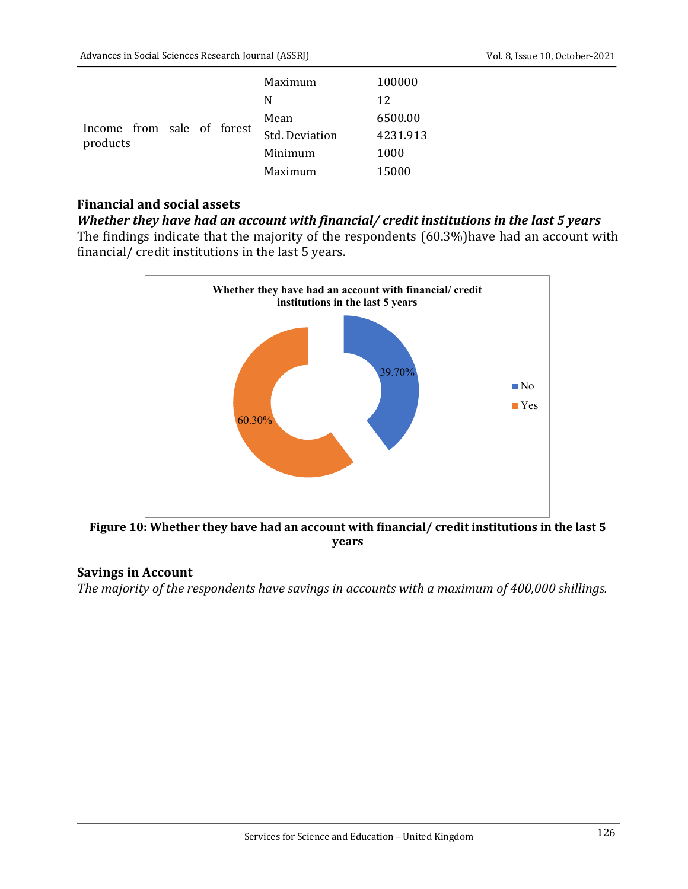| | Maximum | 100000 |
|---|---|---|
| Income from sale of forest products | N | 12 |
| | Mean | 6500.00 |
| | Std. Deviation | 4231.913 |
| | Minimum | 1000 |
| | Maximum | 15000 |

### Financial and social assets

***Whether they have had an account with financial/ credit institutions in the last 5 years***

The findings indicate that the majority of the respondents (60.3%)have had an account with financial/ credit institutions in the last 5 years.

**Figure 10: Whether they have had an account with financial/ credit institutions in the last 5 years**

### Savings in Account

*The majority of the respondents have savings in accounts with a maximum of 400,000 shillings.*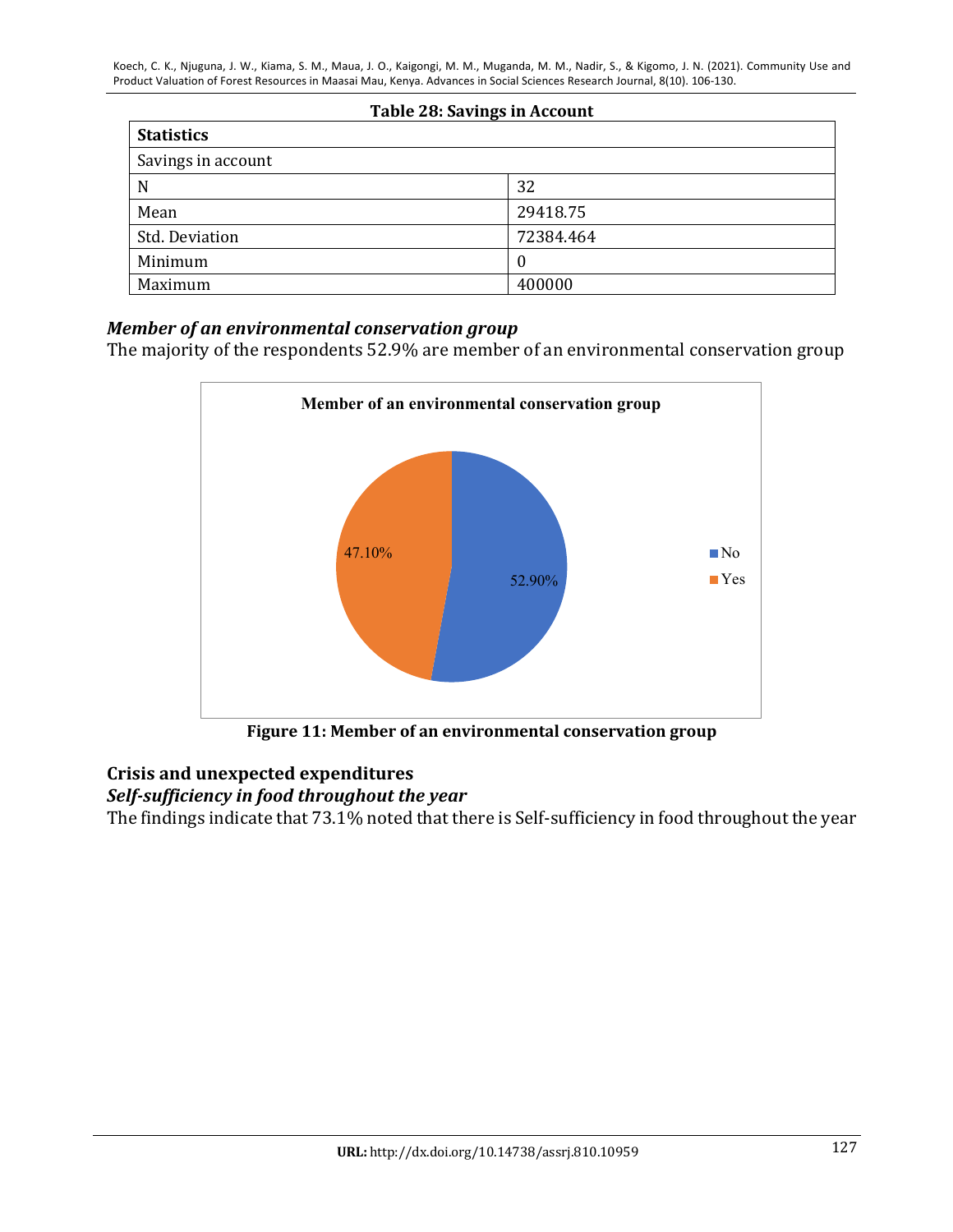**Table 28: Savings in Account**

| Statistics | |
|---|---|
| Savings in account | |
| N | 32 |
| Mean | 29418.75 |
| Std. Deviation | 72384.464 |
| Minimum | 0 |
| Maximum | 400000 |

***Member of an environmental conservation group***

The majority of the respondents 52.9% are member of an environmental conservation group

**Figure 11: Member of an environmental conservation group**

## Crisis and unexpected expenditures

***Self-sufficiency in food throughout the year***

The findings indicate that 73.1% noted that there is Self-sufficiency in food throughout the year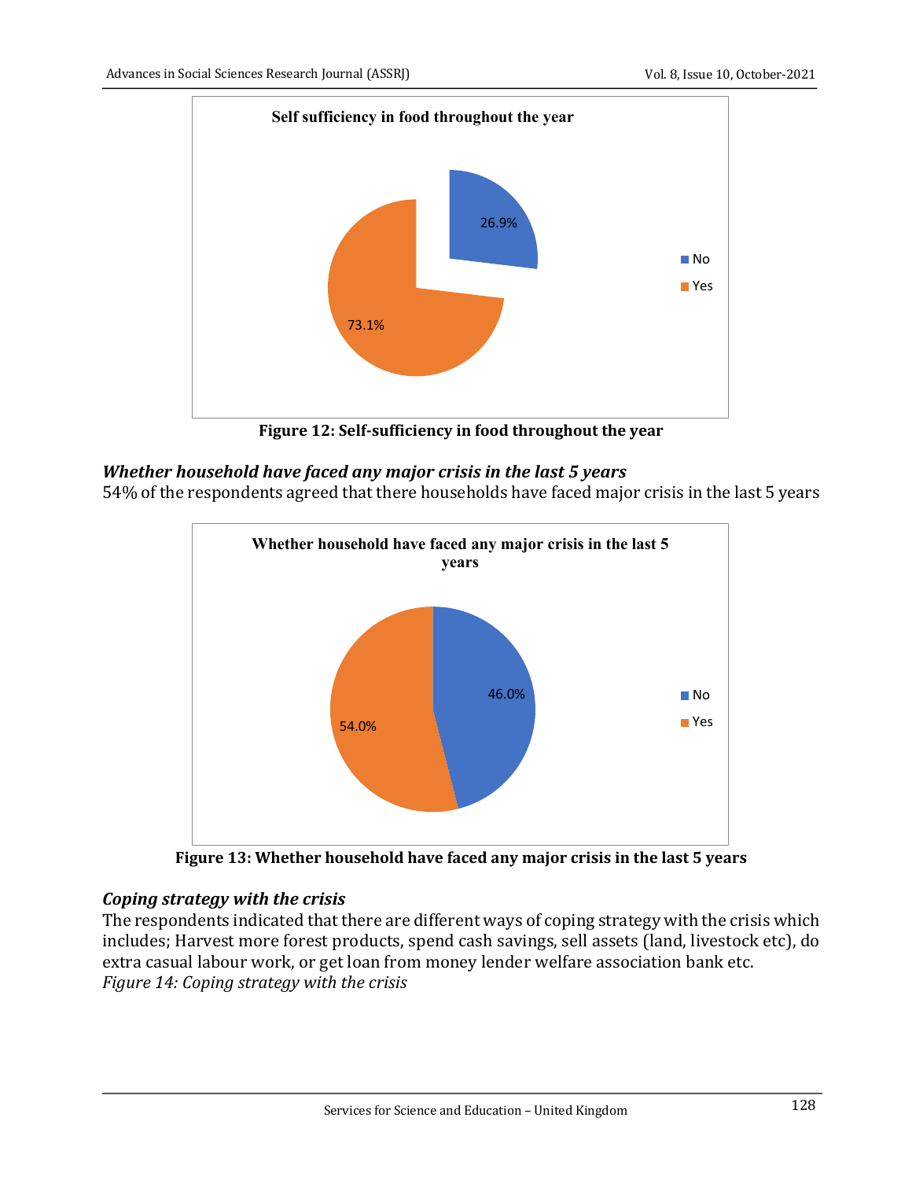Figure 12: Self-sufficiency in food throughout the year

***Whether household have faced any major crisis in the last 5 years***

54% of the respondents agreed that there households have faced major crisis in the last 5 years

Figure 13: Whether household have faced any major crisis in the last 5 years

***Coping strategy with the crisis***

The respondents indicated that there are different ways of coping strategy with the crisis which includes; Harvest more forest products, spend cash savings, sell assets (land, livestock etc), do extra casual labour work, or get loan from money lender welfare association bank etc.

*Figure 14: Coping strategy with the crisis*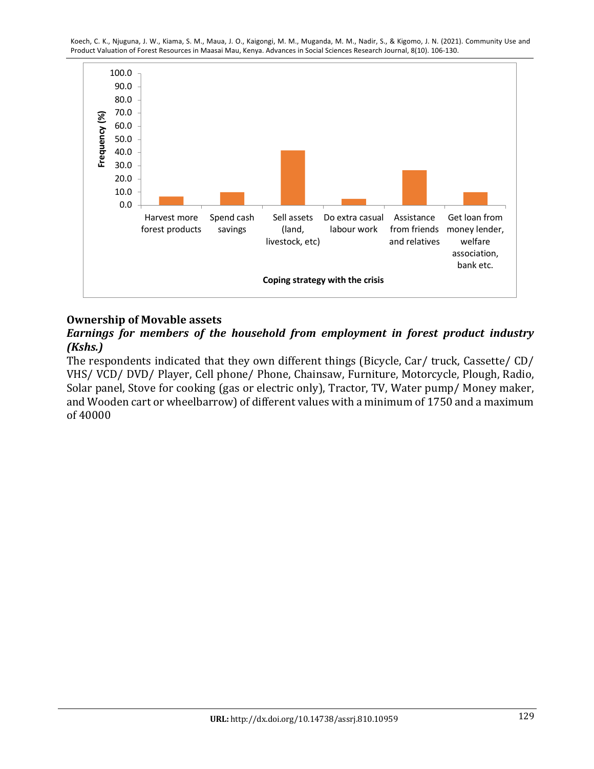## Ownership of Movable assets

### *Earnings for members of the household from employment in forest product industry (Kshs.)*

The respondents indicated that they own different things (Bicycle, Car/ truck, Cassette/ CD/ VHS/ VCD/ DVD/ Player, Cell phone/ Phone, Chainsaw, Furniture, Motorcycle, Plough, Radio, Solar panel, Stove for cooking (gas or electric only), Tractor, TV, Water pump/ Money maker, and Wooden cart or wheelbarrow) of different values with a minimum of 1750 and a maximum of 40000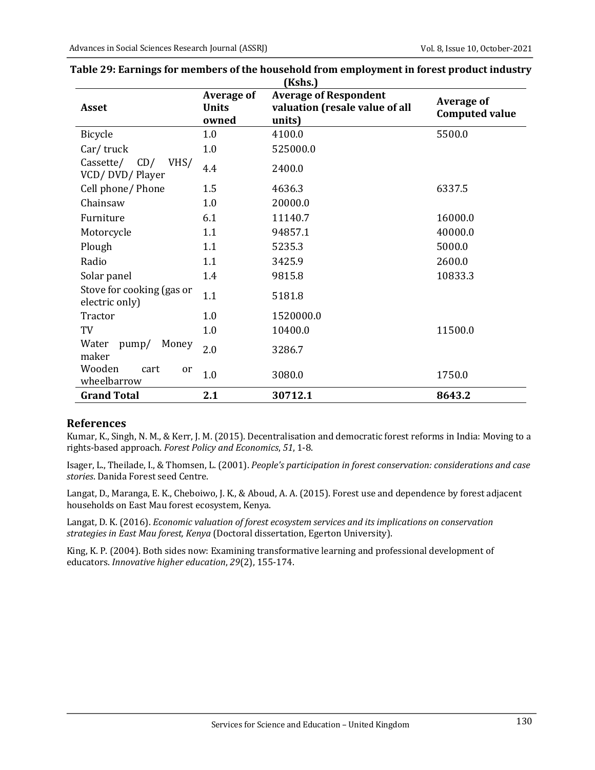**Table 29: Earnings for members of the household from employment in forest product industry (Kshs.)**

| Asset | Average of Units owned | Average of Respondent valuation (resale value of all units) | Average of Computed value |
|---|---|---|---|
| Bicycle | 1.0 | 4100.0 | 5500.0 |
| Car/ truck | 1.0 | 525000.0 | |
| Cassette/ CD/ VHS/ VCD/ DVD/ Player | 4.4 | 2400.0 | |
| Cell phone/ Phone | 1.5 | 4636.3 | 6337.5 |
| Chainsaw | 1.0 | 20000.0 | |
| Furniture | 6.1 | 11140.7 | 16000.0 |
| Motorcycle | 1.1 | 94857.1 | 40000.0 |
| Plough | 1.1 | 5235.3 | 5000.0 |
| Radio | 1.1 | 3425.9 | 2600.0 |
| Solar panel | 1.4 | 9815.8 | 10833.3 |
| Stove for cooking (gas or electric only) | 1.1 | 5181.8 | |
| Tractor | 1.0 | 1520000.0 | |
| TV | 1.0 | 10400.0 | 11500.0 |
| Water pump/ Money maker | 2.0 | 3286.7 | |
| Wooden cart or wheelbarrow | 1.0 | 3080.0 | 1750.0 |
| **Grand Total** | **2.1** | **30712.1** | **8643.2** |

## References

Kumar, K., Singh, N. M., & Kerr, J. M. (2015). Decentralisation and democratic forest reforms in India: Moving to a rights-based approach. *Forest Policy and Economics*, *51*, 1-8.

Isager, L., Theilade, I., & Thomsen, L. (2001). *People's participation in forest conservation: considerations and case stories*. Danida Forest seed Centre.

Langat, D., Maranga, E. K., Cheboiwo, J. K., & Aboud, A. A. (2015). Forest use and dependence by forest adjacent households on East Mau forest ecosystem, Kenya.

Langat, D. K. (2016). *Economic valuation of forest ecosystem services and its implications on conservation strategies in East Mau forest, Kenya* (Doctoral dissertation, Egerton University).

King, K. P. (2004). Both sides now: Examining transformative learning and professional development of educators. *Innovative higher education*, *29*(2), 155-174.